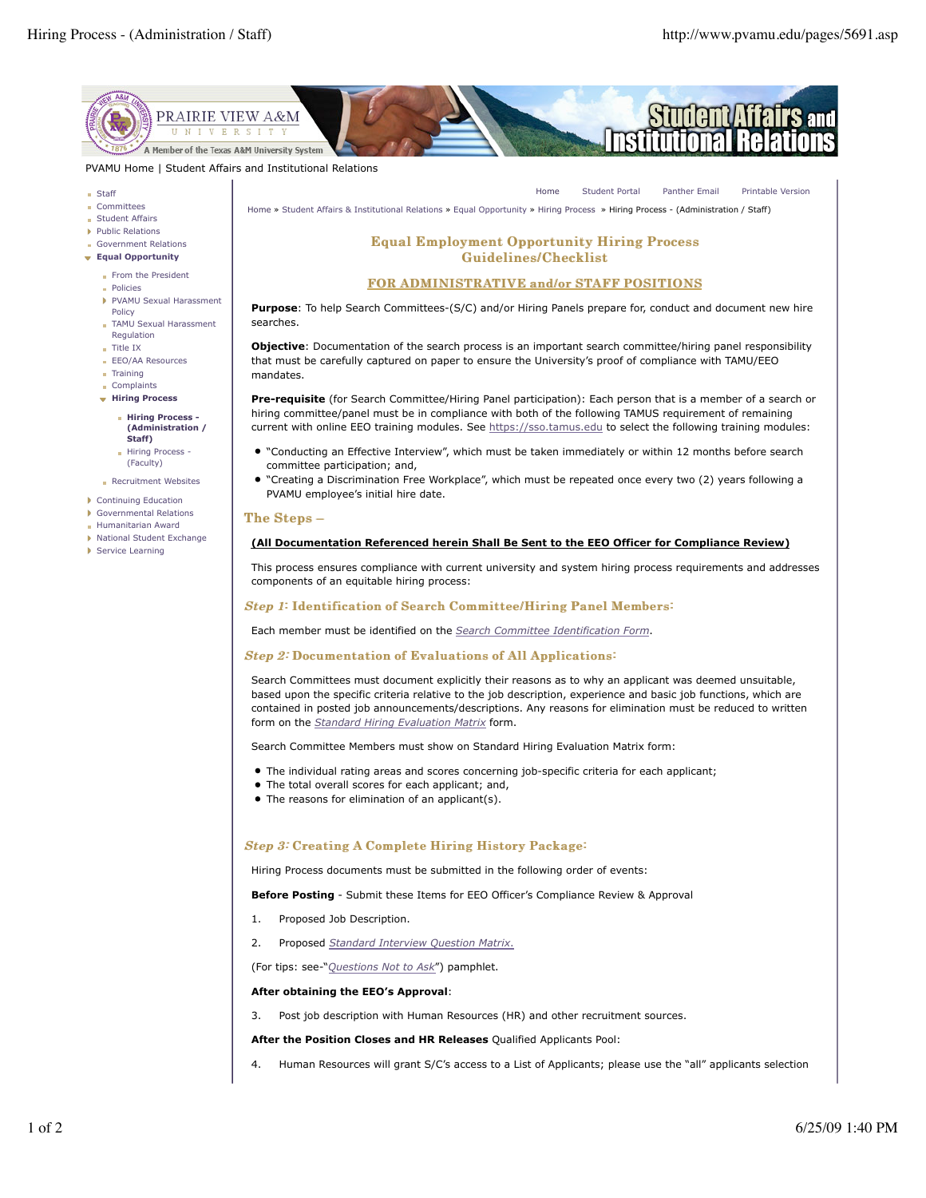PVAMU Home | Student Affairs and Institutional Relations

- Staff
- Committees
- Student Affairs
- Public Relations
- Government Relations
- **Equal Opportunity**
  - From the President
  - Policies
  - PVAMU Sexual Harassment Policy
  - TAMU Sexual Harassment Regulation
  - Title IX
  - EEO/AA Resources
  - Training
  - Complaints
  - **Hiring Process**
    - **Hiring Process - (Administration / Staff)**
    - Hiring Process - (Faculty)
  - Recruitment Websites
- Continuing Education
- Governmental Relations
- Humanitarian Award
- National Student Exchange
- Service Learning

Home | Student Portal | Panther Email | Printable Version

Home » Student Affairs & Institutional Relations » Equal Opportunity » Hiring Process » Hiring Process - (Administration / Staff)

# Equal Employment Opportunity Hiring Process Guidelines/Checklist

## FOR ADMINISTRATIVE and/or STAFF POSITIONS

**Purpose**: To help Search Committees-(S/C) and/or Hiring Panels prepare for, conduct and document new hire searches.

**Objective**: Documentation of the search process is an important search committee/hiring panel responsibility that must be carefully captured on paper to ensure the University's proof of compliance with TAMU/EEO mandates.

**Pre-requisite** (for Search Committee/Hiring Panel participation): Each person that is a member of a search or hiring committee/panel must be in compliance with both of the following TAMUS requirement of remaining current with online EEO training modules. See https://sso.tamus.edu to select the following training modules:

- "Conducting an Effective Interview", which must be taken immediately or within 12 months before search committee participation; and,
- "Creating a Discrimination Free Workplace", which must be repeated once every two (2) years following a PVAMU employee's initial hire date.

## The Steps –

**(All Documentation Referenced herein Shall Be Sent to the EEO Officer for Compliance Review)**

This process ensures compliance with current university and system hiring process requirements and addresses components of an equitable hiring process:

### *Step 1*: Identification of Search Committee/Hiring Panel Members:

Each member must be identified on the *Search Committee Identification Form*.

### *Step 2:* Documentation of Evaluations of All Applications:

Search Committees must document explicitly their reasons as to why an applicant was deemed unsuitable, based upon the specific criteria relative to the job description, experience and basic job functions, which are contained in posted job announcements/descriptions. Any reasons for elimination must be reduced to written form on the *Standard Hiring Evaluation Matrix* form.

Search Committee Members must show on Standard Hiring Evaluation Matrix form:

- The individual rating areas and scores concerning job-specific criteria for each applicant;
- The total overall scores for each applicant; and,
- The reasons for elimination of an applicant(s).

### *Step 3:* Creating A Complete Hiring History Package:

Hiring Process documents must be submitted in the following order of events:

**Before Posting** - Submit these Items for EEO Officer's Compliance Review & Approval

1. Proposed Job Description.
2. Proposed *Standard Interview Question Matrix.*

(For tips: see-"*Questions Not to Ask*") pamphlet.

**After obtaining the EEO's Approval**:

3. Post job description with Human Resources (HR) and other recruitment sources.

**After the Position Closes and HR Releases** Qualified Applicants Pool:

4. Human Resources will grant S/C's access to a List of Applicants; please use the "all" applicants selection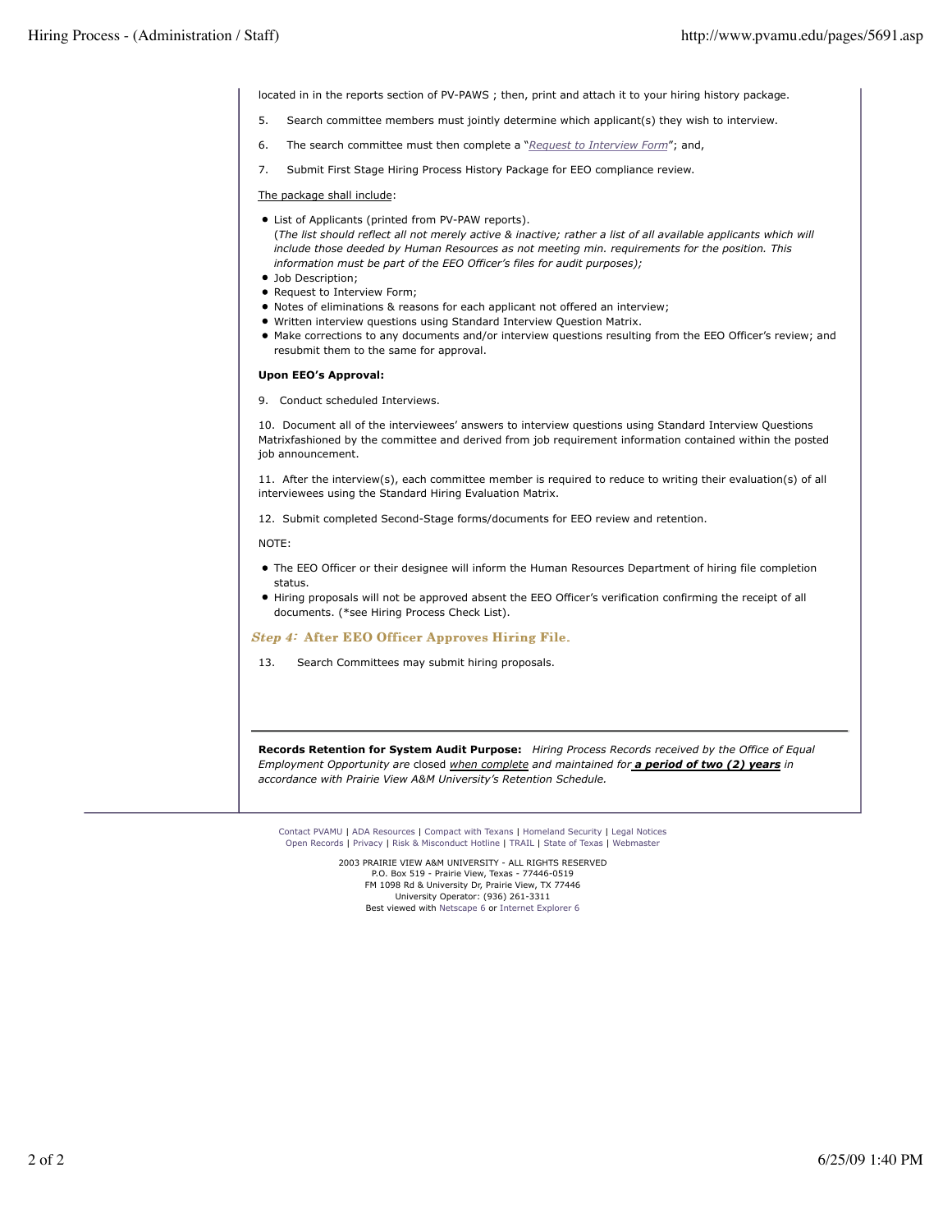located in in the reports section of PV-PAWS ; then, print and attach it to your hiring history package.

5. Search committee members must jointly determine which applicant(s) they wish to interview.

6. The search committee must then complete a "*Request to Interview Form*"; and,

7. Submit First Stage Hiring Process History Package for EEO compliance review.

The package shall include:

- List of Applicants (printed from PV-PAW reports).
  (*The list should reflect all not merely active & inactive; rather a list of all available applicants which will include those deeded by Human Resources as not meeting min. requirements for the position. This information must be part of the EEO Officer's files for audit purposes);*
- Job Description;
- Request to Interview Form;
- Notes of eliminations & reasons for each applicant not offered an interview;
- Written interview questions using Standard Interview Question Matrix.
- Make corrections to any documents and/or interview questions resulting from the EEO Officer's review; and resubmit them to the same for approval.

**Upon EEO's Approval:**

9. Conduct scheduled Interviews.

10. Document all of the interviewees' answers to interview questions using Standard Interview Questions Matrixfashioned by the committee and derived from job requirement information contained within the posted job announcement.

11. After the interview(s), each committee member is required to reduce to writing their evaluation(s) of all interviewees using the Standard Hiring Evaluation Matrix.

12. Submit completed Second-Stage forms/documents for EEO review and retention.

NOTE:

- The EEO Officer or their designee will inform the Human Resources Department of hiring file completion status.
- Hiring proposals will not be approved absent the EEO Officer's verification confirming the receipt of all documents. (*see Hiring Process Check List).

### *Step 4:* After EEO Officer Approves Hiring File.

13. Search Committees may submit hiring proposals.

---

**Records Retention for System Audit Purpose:** *Hiring Process Records received by the Office of Equal Employment Opportunity are* closed *when complete and maintained for* ***a period of two (2) years*** *in accordance with Prairie View A&M University's Retention Schedule.*

Contact PVAMU | ADA Resources | Compact with Texans | Homeland Security | Legal Notices
Open Records | Privacy | Risk & Misconduct Hotline | TRAIL | State of Texas | Webmaster

2003 PRAIRIE VIEW A&M UNIVERSITY - ALL RIGHTS RESERVED
P.O. Box 519 - Prairie View, Texas - 77446-0519
FM 1098 Rd & University Dr, Prairie View, TX 77446
University Operator: (936) 261-3311
Best viewed with Netscape 6 or Internet Explorer 6